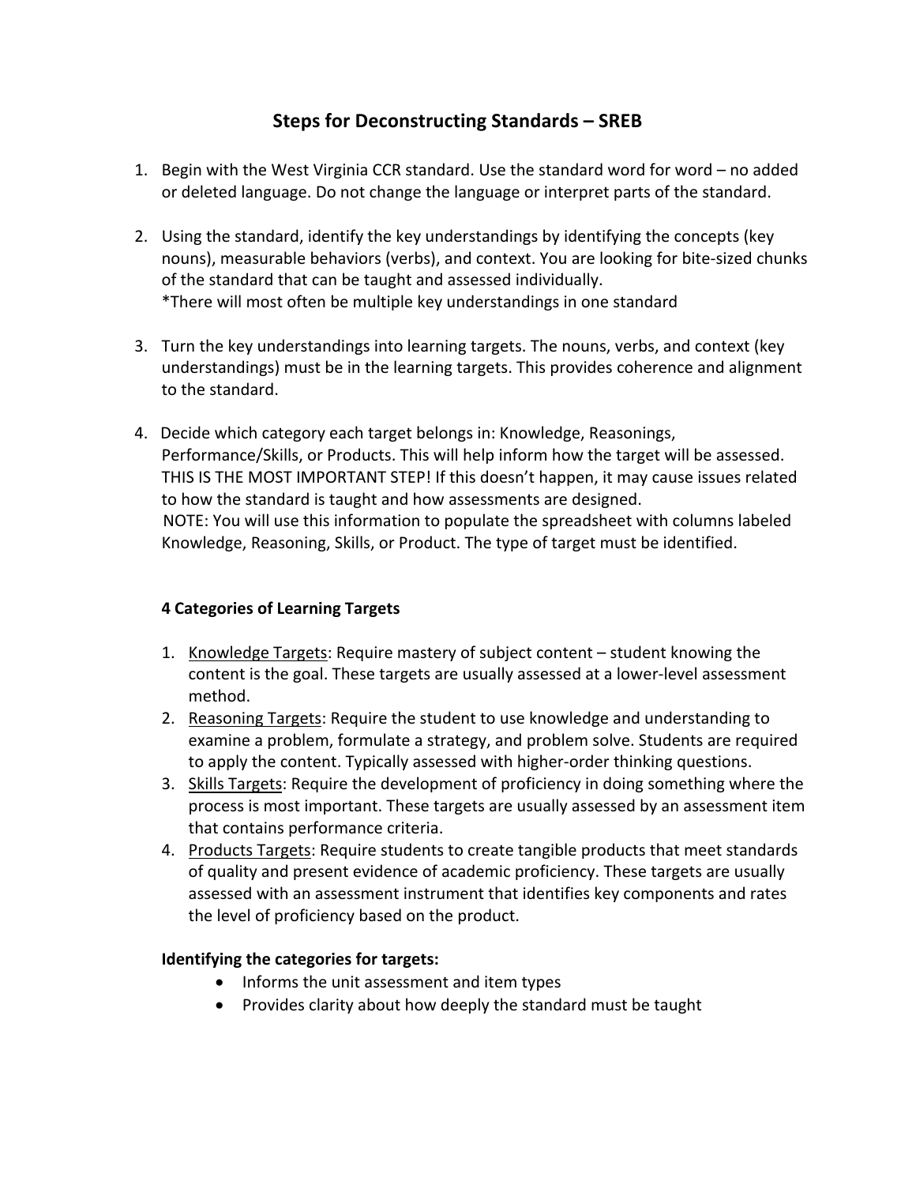# Steps for Deconstructing Standards – SREB

1. Begin with the West Virginia CCR standard. Use the standard word for word – no added or deleted language. Do not change the language or interpret parts of the standard.

2. Using the standard, identify the key understandings by identifying the concepts (key nouns), measurable behaviors (verbs), and context. You are looking for bite-sized chunks of the standard that can be taught and assessed individually.
   *There will most often be multiple key understandings in one standard

3. Turn the key understandings into learning targets. The nouns, verbs, and context (key understandings) must be in the learning targets. This provides coherence and alignment to the standard.

4. Decide which category each target belongs in: Knowledge, Reasonings, Performance/Skills, or Products. This will help inform how the target will be assessed. THIS IS THE MOST IMPORTANT STEP! If this doesn't happen, it may cause issues related to how the standard is taught and how assessments are designed.
   NOTE: You will use this information to populate the spreadsheet with columns labeled Knowledge, Reasoning, Skills, or Product. The type of target must be identified.

**4 Categories of Learning Targets**

1. Knowledge Targets: Require mastery of subject content – student knowing the content is the goal. These targets are usually assessed at a lower-level assessment method.
2. Reasoning Targets: Require the student to use knowledge and understanding to examine a problem, formulate a strategy, and problem solve. Students are required to apply the content. Typically assessed with higher-order thinking questions.
3. Skills Targets: Require the development of proficiency in doing something where the process is most important. These targets are usually assessed by an assessment item that contains performance criteria.
4. Products Targets: Require students to create tangible products that meet standards of quality and present evidence of academic proficiency. These targets are usually assessed with an assessment instrument that identifies key components and rates the level of proficiency based on the product.

**Identifying the categories for targets:**

- Informs the unit assessment and item types
- Provides clarity about how deeply the standard must be taught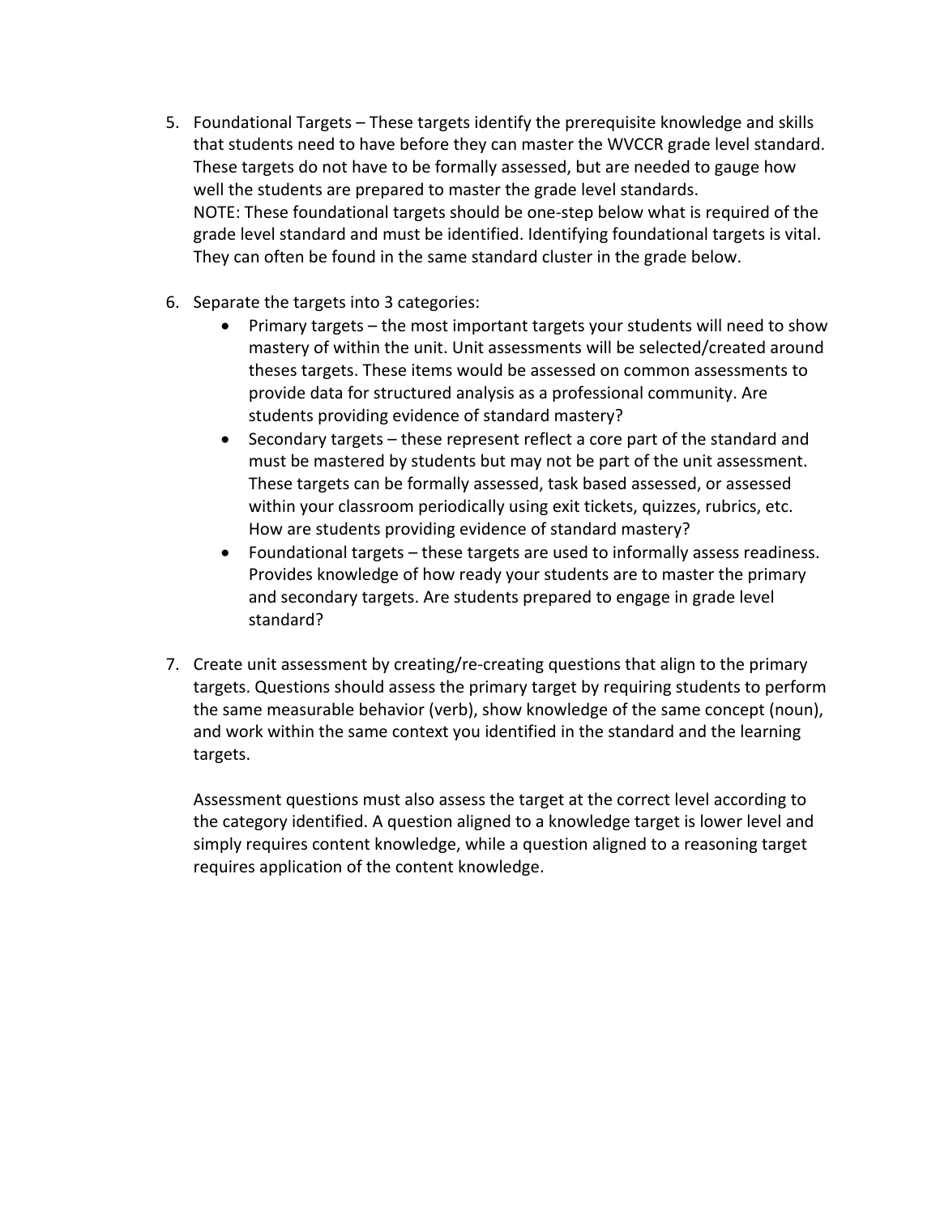5. Foundational Targets – These targets identify the prerequisite knowledge and skills that students need to have before they can master the WVCCR grade level standard. These targets do not have to be formally assessed, but are needed to gauge how well the students are prepared to master the grade level standards.
   NOTE: These foundational targets should be one-step below what is required of the grade level standard and must be identified. Identifying foundational targets is vital. They can often be found in the same standard cluster in the grade below.

6. Separate the targets into 3 categories:
   - Primary targets – the most important targets your students will need to show mastery of within the unit. Unit assessments will be selected/created around theses targets. These items would be assessed on common assessments to provide data for structured analysis as a professional community. Are students providing evidence of standard mastery?
   - Secondary targets – these represent reflect a core part of the standard and must be mastered by students but may not be part of the unit assessment. These targets can be formally assessed, task based assessed, or assessed within your classroom periodically using exit tickets, quizzes, rubrics, etc. How are students providing evidence of standard mastery?
   - Foundational targets – these targets are used to informally assess readiness. Provides knowledge of how ready your students are to master the primary and secondary targets. Are students prepared to engage in grade level standard?

7. Create unit assessment by creating/re-creating questions that align to the primary targets. Questions should assess the primary target by requiring students to perform the same measurable behavior (verb), show knowledge of the same concept (noun), and work within the same context you identified in the standard and the learning targets.

   Assessment questions must also assess the target at the correct level according to the category identified. A question aligned to a knowledge target is lower level and simply requires content knowledge, while a question aligned to a reasoning target requires application of the content knowledge.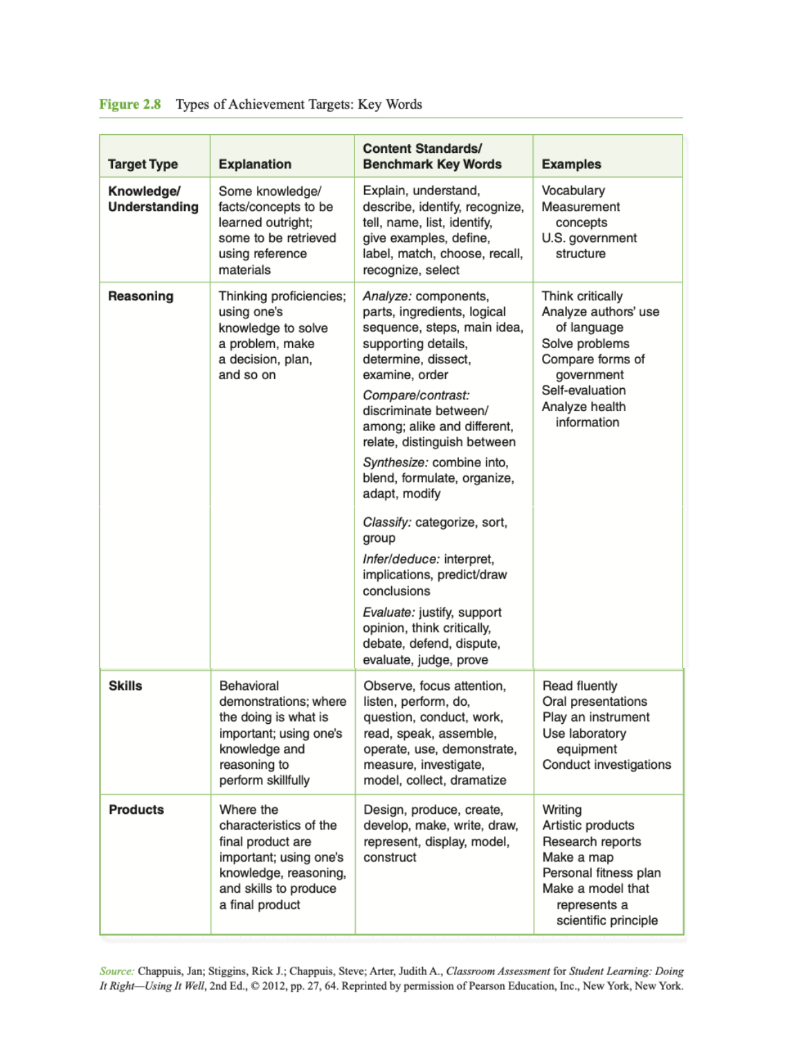**Figure 2.8** Types of Achievement Targets: Key Words

| Target Type | Explanation | Content Standards/ Benchmark Key Words | Examples |
|---|---|---|---|
| **Knowledge/ Understanding** | Some knowledge/ facts/concepts to be learned outright; some to be retrieved using reference materials | Explain, understand, describe, identify, recognize, tell, name, list, identify, give examples, define, label, match, choose, recall, recognize, select | Vocabulary<br>Measurement concepts<br>U.S. government structure |
| **Reasoning** | Thinking proficiencies; using one's knowledge to solve a problem, make a decision, plan, and so on | *Analyze:* components, parts, ingredients, logical sequence, steps, main idea, supporting details, determine, dissect, examine, order<br>*Compare/contrast:* discriminate between/ among; alike and different, relate, distinguish between<br>*Synthesize:* combine into, blend, formulate, organize, adapt, modify<br>*Classify:* categorize, sort, group<br>*Infer/deduce:* interpret, implications, predict/draw conclusions<br>*Evaluate:* justify, support opinion, think critically, debate, defend, dispute, evaluate, judge, prove | Think critically<br>Analyze authors' use of language<br>Solve problems<br>Compare forms of government<br>Self-evaluation<br>Analyze health information |
| **Skills** | Behavioral demonstrations; where the doing is what is important; using one's knowledge and reasoning to perform skillfully | Observe, focus attention, listen, perform, do, question, conduct, work, read, speak, assemble, operate, use, demonstrate, measure, investigate, model, collect, dramatize | Read fluently<br>Oral presentations<br>Play an instrument<br>Use laboratory equipment<br>Conduct investigations |
| **Products** | Where the characteristics of the final product are important; using one's knowledge, reasoning, and skills to produce a final product | Design, produce, create, develop, make, write, draw, represent, display, model, construct | Writing<br>Artistic products<br>Research reports<br>Make a map<br>Personal fitness plan<br>Make a model that represents a scientific principle |

*Source:* Chappuis, Jan; Stiggins, Rick J.; Chappuis, Steve; Arter, Judith A., *Classroom Assessment* for *Student Learning: Doing It Right—Using It Well*, 2nd Ed., © 2012, pp. 27, 64. Reprinted by permission of Pearson Education, Inc., New York, New York.